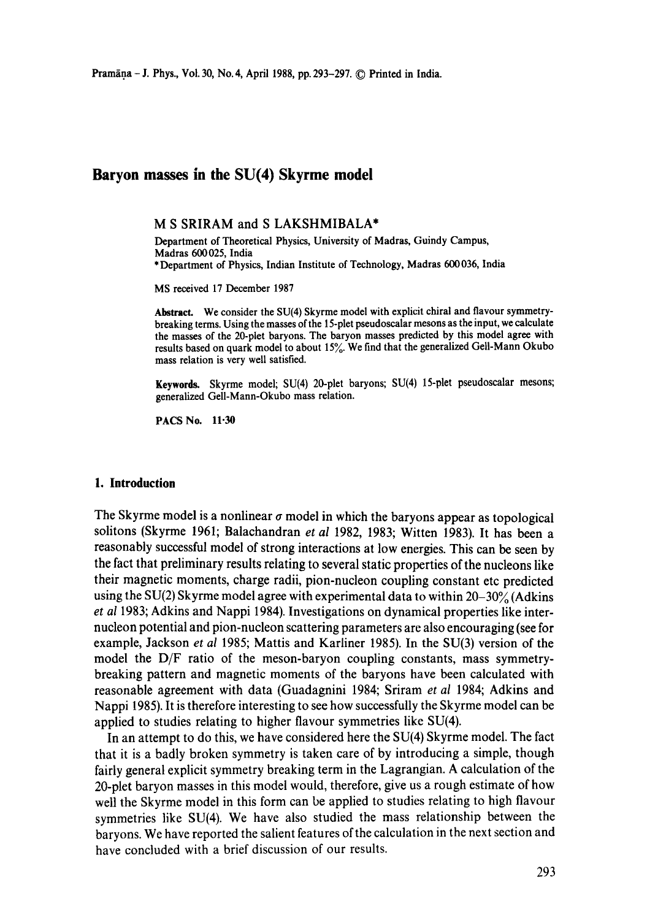# Baryon masses in the SU(4) Skyrme model

M S SRIRAM and S LAKSHMIBALA*

Department of Theoretical Physics, University of Madras, Guindy Campus, Madras 600025, India

*Department of Physics, Indian Institute of Technology, Madras 600036, India

MS received 17 December 1987

**Abstract.** We consider the SU(4) Skyrme model with explicit chiral and flavour symmetry-breaking terms. Using the masses of the 15-plet pseudoscalar mesons as the input, we calculate the masses of the 20-plet baryons. The baryon masses predicted by this model agree with results based on quark model to about 15%. We find that the generalized Gell-Mann Okubo mass relation is very well satisfied.

**Keywords.** Skyrme model; SU(4) 20-plet baryons; SU(4) 15-plet pseudoscalar mesons; generalized Gell-Mann-Okubo mass relation.

**PACS No.** 11·30

## 1. Introduction

The Skyrme model is a nonlinear $\sigma$ model in which the baryons appear as topological solitons (Skyrme 1961; Balachandran *et al* 1982, 1983; Witten 1983). It has been a reasonably successful model of strong interactions at low energies. This can be seen by the fact that preliminary results relating to several static properties of the nucleons like their magnetic moments, charge radii, pion-nucleon coupling constant etc predicted using the SU(2) Skyrme model agree with experimental data to within 20–30% (Adkins *et al* 1983; Adkins and Nappi 1984). Investigations on dynamical properties like inter-nucleon potential and pion-nucleon scattering parameters are also encouraging (see for example, Jackson *et al* 1985; Mattis and Karliner 1985). In the SU(3) version of the model the D/F ratio of the meson-baryon coupling constants, mass symmetry-breaking pattern and magnetic moments of the baryons have been calculated with reasonable agreement with data (Guadagnini 1984; Sriram *et al* 1984; Adkins and Nappi 1985). It is therefore interesting to see how successfully the Skyrme model can be applied to studies relating to higher flavour symmetries like SU(4).

In an attempt to do this, we have considered here the SU(4) Skyrme model. The fact that it is a badly broken symmetry is taken care of by introducing a simple, though fairly general explicit symmetry breaking term in the Lagrangian. A calculation of the 20-plet baryon masses in this model would, therefore, give us a rough estimate of how well the Skyrme model in this form can be applied to studies relating to high flavour symmetries like SU(4). We have also studied the mass relationship between the baryons. We have reported the salient features of the calculation in the next section and have concluded with a brief discussion of our results.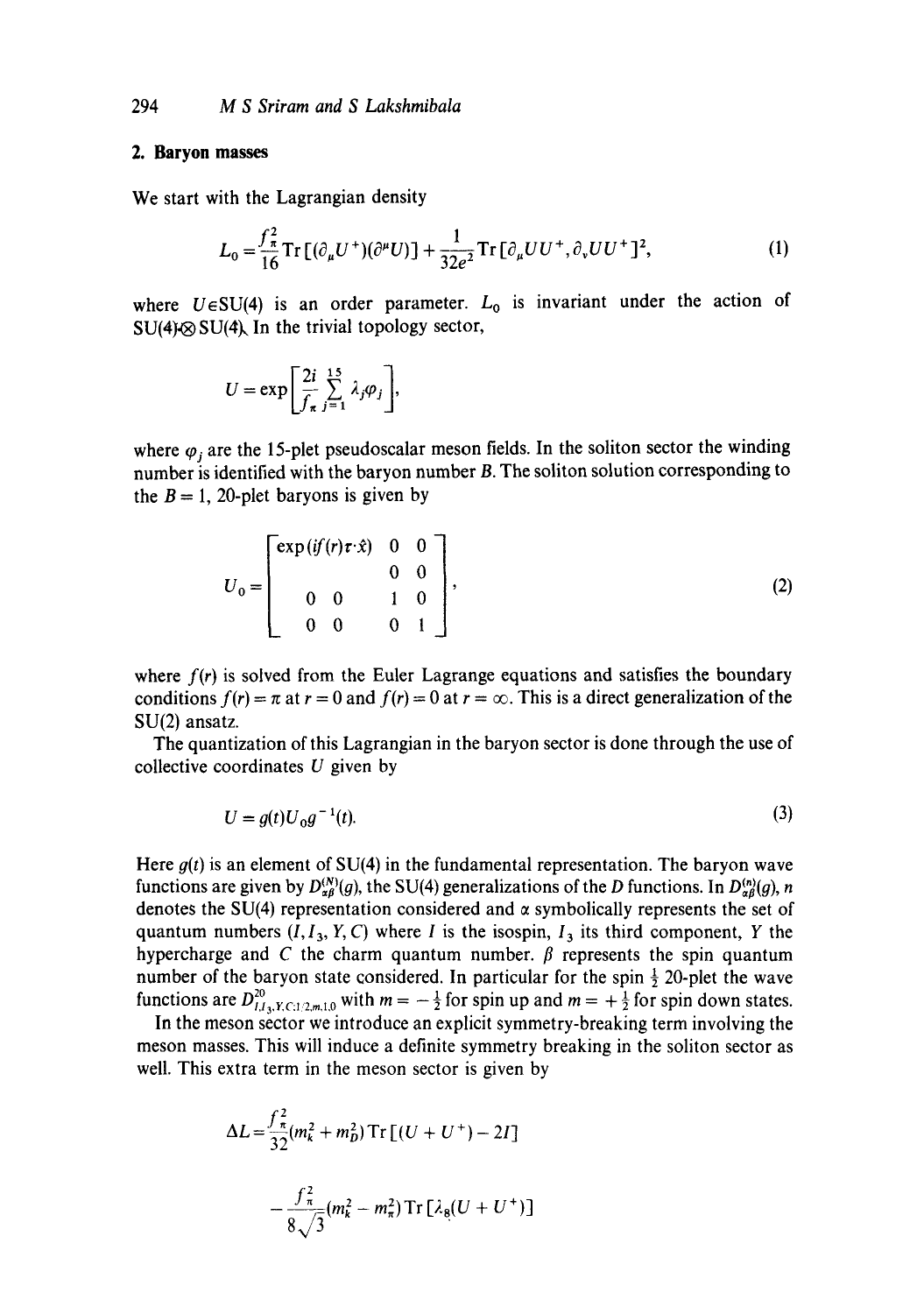## 2. Baryon masses

We start with the Lagrangian density

$$L_0 = \frac{f_\pi^2}{16} \mathrm{Tr}\,[(\partial_\mu U^+)(\partial^\mu U)] + \frac{1}{32e^2} \mathrm{Tr}\,[\partial_\mu U U^+, \partial_\nu U U^+]^2, \tag{1}$$

where $U \in \mathrm{SU}(4)$ is an order parameter. $L_0$ is invariant under the action of $\mathrm{SU}(4)_L \otimes \mathrm{SU}(4)_R$. In the trivial topology sector,

$$U = \exp\left[\frac{2i}{f_\pi} \sum_{j=1}^{15} \lambda_j \varphi_j\right],$$

where $\varphi_j$ are the 15-plet pseudoscalar meson fields. In the soliton sector the winding number is identified with the baryon number $B$. The soliton solution corresponding to the $B = 1$, 20-plet baryons is given by

$$U_0 = \begin{bmatrix} \exp(if(r)\tau \cdot \hat{x}) & & 0 & 0 \\ & & 0 & 0 \\ 0 & 0 & 1 & 0 \\ 0 & 0 & 0 & 1 \end{bmatrix}, \tag{2}$$

where $f(r)$ is solved from the Euler Lagrange equations and satisfies the boundary conditions $f(r) = \pi$ at $r = 0$ and $f(r) = 0$ at $r = \infty$. This is a direct generalization of the SU(2) ansatz.

The quantization of this Lagrangian in the baryon sector is done through the use of collective coordinates $U$ given by

$$U = g(t) U_0 g^{-1}(t). \tag{3}$$

Here $g(t)$ is an element of SU(4) in the fundamental representation. The baryon wave functions are given by $D_{\alpha\beta}^{(N)}(g)$, the SU(4) generalizations of the $D$ functions. In $D_{\alpha\beta}^{(n)}(g)$, $n$ denotes the SU(4) representation considered and $\alpha$ symbolically represents the set of quantum numbers $(I, I_3, Y, C)$ where $I$ is the isospin, $I_3$ its third component, $Y$ the hypercharge and $C$ the charm quantum number. $\beta$ represents the spin quantum number of the baryon state considered. In particular for the spin $\frac{1}{2}$ 20-plet the wave functions are $D^{20}_{I,I_3,Y,C;1/2,m,1,0}$ with $m = -\frac{1}{2}$ for spin up and $m = +\frac{1}{2}$ for spin down states.

In the meson sector we introduce an explicit symmetry-breaking term involving the meson masses. This will induce a definite symmetry breaking in the soliton sector as well. This extra term in the meson sector is given by

$$\Delta L = \frac{f_\pi^2}{32}(m_k^2 + m_D^2)\,\mathrm{Tr}\,[(U + U^+) - 2I]$$

$$- \frac{f_\pi^2}{8\sqrt{3}}(m_k^2 - m_\pi^2)\,\mathrm{Tr}\,[\lambda_8 (U + U^+)]$$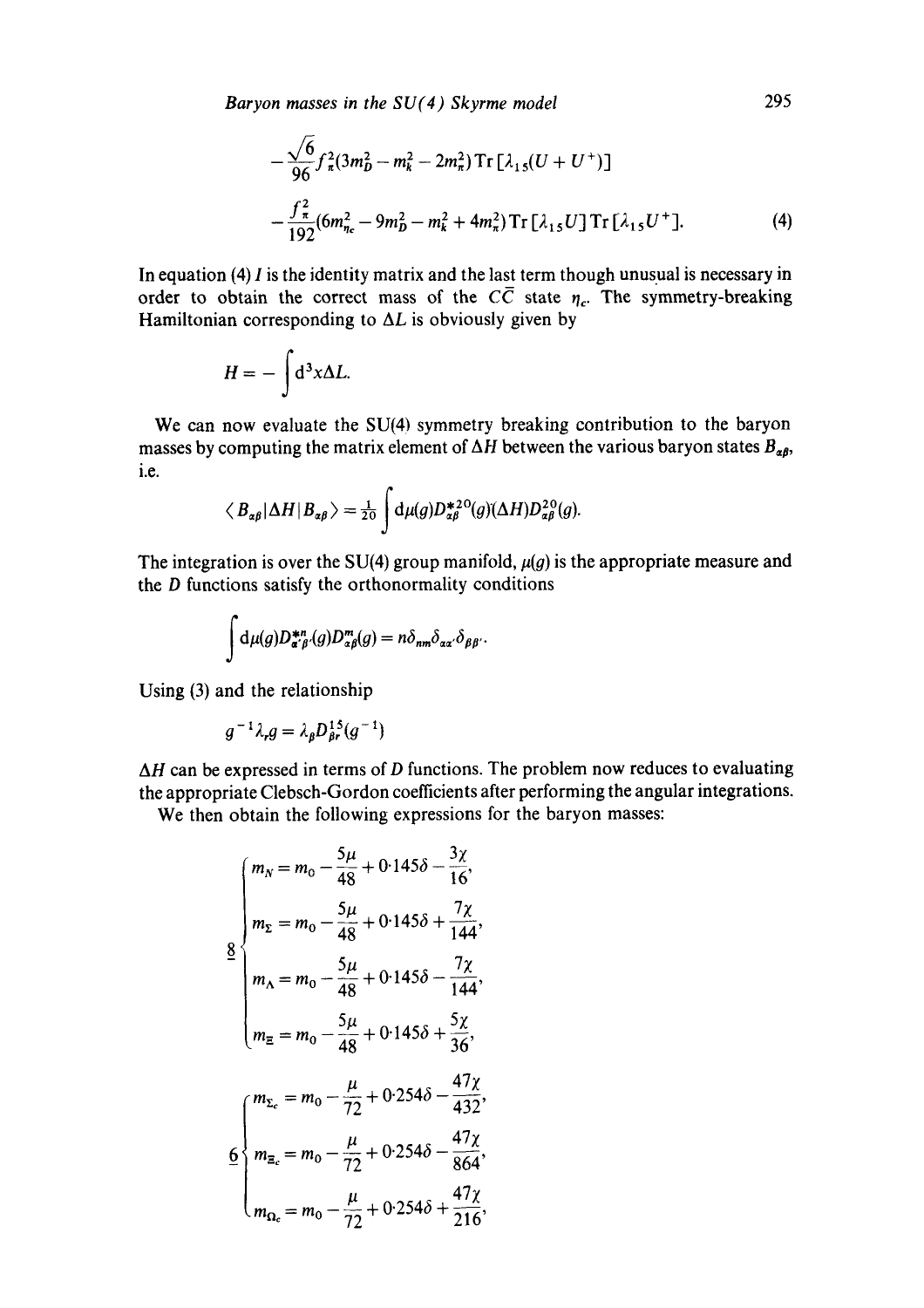$$-\frac{\sqrt{6}}{96}f_\pi^2(3m_D^2 - m_k^2 - 2m_\pi^2)\mathrm{Tr}\,[\lambda_{15}(U + U^+)]$$

$$-\frac{f_\pi^2}{192}(6m_{\eta_c}^2 - 9m_D^2 - m_k^2 + 4m_\pi^2)\mathrm{Tr}\,[\lambda_{15}U]\,\mathrm{Tr}\,[\lambda_{15}U^+]. \tag{4}$$

In equation (4) $I$ is the identity matrix and the last term though unusual is necessary in order to obtain the correct mass of the $C\bar{C}$ state $\eta_c$. The symmetry-breaking Hamiltonian corresponding to $\Delta L$ is obviously given by

$$H = -\int \mathrm{d}^3x \Delta L.$$

We can now evaluate the SU(4) symmetry breaking contribution to the baryon masses by computing the matrix element of $\Delta H$ between the various baryon states $B_{\alpha\beta}$, i.e.

$$\langle B_{\alpha\beta}|\Delta H|B_{\alpha\beta}\rangle = \tfrac{1}{20}\int \mathrm{d}\mu(g) D^{*20}_{\alpha\beta}(g)(\Delta H) D^{20}_{\alpha\beta}(g).$$

The integration is over the SU(4) group manifold, $\mu(g)$ is the appropriate measure and the $D$ functions satisfy the orthonormality conditions

$$\int \mathrm{d}\mu(g) D^{*n}_{\alpha'\beta'}(g) D^{m}_{\alpha\beta}(g) = n\delta_{nm}\delta_{\alpha\alpha'}\delta_{\beta\beta'}.$$

Using (3) and the relationship

$$g^{-1}\lambda_r g = \lambda_\beta D^{15}_{\beta r}(g^{-1})$$

$\Delta H$ can be expressed in terms of $D$ functions. The problem now reduces to evaluating the appropriate Clebsch-Gordon coefficients after performing the angular integrations.

We then obtain the following expressions for the baryon masses:

$$\underline{8}\begin{cases} m_N = m_0 - \dfrac{5\mu}{48} + 0{\cdot}145\delta - \dfrac{3\chi}{16}, \\[2mm] m_\Sigma = m_0 - \dfrac{5\mu}{48} + 0{\cdot}145\delta + \dfrac{7\chi}{144}, \\[2mm] m_\Lambda = m_0 - \dfrac{5\mu}{48} + 0{\cdot}145\delta - \dfrac{7\chi}{144}, \\[2mm] m_\Xi = m_0 - \dfrac{5\mu}{48} + 0{\cdot}145\delta + \dfrac{5\chi}{36}, \end{cases}$$

$$\underline{6}\begin{cases} m_{\Sigma_c} = m_0 - \dfrac{\mu}{72} + 0{\cdot}254\delta - \dfrac{47\chi}{432}, \\[2mm] m_{\Xi_c} = m_0 - \dfrac{\mu}{72} + 0{\cdot}254\delta - \dfrac{47\chi}{864}, \\[2mm] m_{\Omega_c} = m_0 - \dfrac{\mu}{72} + 0{\cdot}254\delta + \dfrac{47\chi}{216}, \end{cases}$$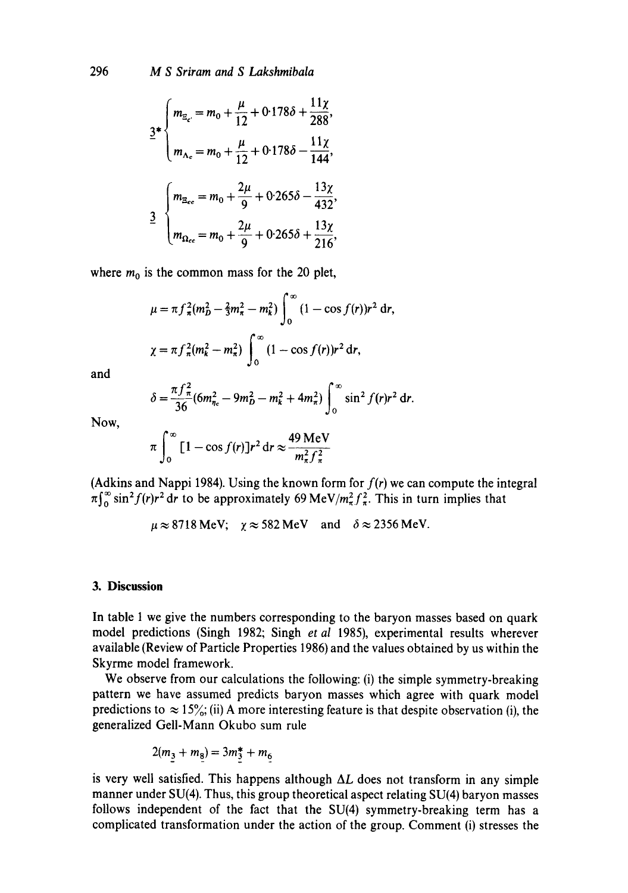$$\underline{3}^*\begin{cases} m_{\Xi_{c'}} = m_0 + \dfrac{\mu}{12} + 0{\cdot}178\delta + \dfrac{11\chi}{288}, \\ m_{\Lambda_c} = m_0 + \dfrac{\mu}{12} + 0{\cdot}178\delta - \dfrac{11\chi}{144}, \end{cases}$$

$$\underline{3}\begin{cases} m_{\Xi_{cc}} = m_0 + \dfrac{2\mu}{9} + 0{\cdot}265\delta - \dfrac{13\chi}{432}, \\ m_{\Omega_{cc}} = m_0 + \dfrac{2\mu}{9} + 0{\cdot}265\delta + \dfrac{13\chi}{216}, \end{cases}$$

where $m_0$ is the common mass for the 20 plet,

$$\mu = \pi f_\pi^2 (m_D^2 - \tfrac{2}{3} m_\pi^2 - m_k^2) \int_0^\infty (1 - \cos f(r)) r^2 \, \mathrm{d}r,$$

$$\chi = \pi f_\pi^2 (m_k^2 - m_\pi^2) \int_0^\infty (1 - \cos f(r)) r^2 \, \mathrm{d}r,$$

and

$$\delta = \frac{\pi f_\pi^2}{36} (6 m_{\eta_c}^2 - 9 m_D^2 - m_k^2 + 4 m_\pi^2) \int_0^\infty \sin^2 f(r) r^2 \, \mathrm{d}r.$$

Now,

$$\pi \int_0^\infty [1 - \cos f(r)] r^2 \, \mathrm{d}r \approx \frac{49 \,\text{MeV}}{m_\pi^2 f_\pi^2}$$

(Adkins and Nappi 1984). Using the known form for $f(r)$ we can compute the integral $\pi \int_0^\infty \sin^2 f(r) r^2 \, \mathrm{d}r$ to be approximately $69 \,\text{MeV}/m_\pi^2 f_\pi^2$. This in turn implies that

$$\mu \approx 8718 \,\text{MeV}; \quad \chi \approx 582 \,\text{MeV} \quad \text{and} \quad \delta \approx 2356 \,\text{MeV}.$$

## 3. Discussion

In table 1 we give the numbers corresponding to the baryon masses based on quark model predictions (Singh 1982; Singh *et al* 1985), experimental results wherever available (Review of Particle Properties 1986) and the values obtained by us within the Skyrme model framework.

We observe from our calculations the following: (i) the simple symmetry-breaking pattern we have assumed predicts baryon masses which agree with quark model predictions to $\approx 15\%$; (ii) A more interesting feature is that despite observation (i), the generalized Gell-Mann Okubo sum rule

$$2(m_{\underline{3}} + m_{\underline{8}}) = 3 m_{\underline{3}}^* + m_{\underline{6}}$$

is very well satisfied. This happens although $\Delta L$ does not transform in any simple manner under SU(4). Thus, this group theoretical aspect relating SU(4) baryon masses follows independent of the fact that the SU(4) symmetry-breaking term has a complicated transformation under the action of the group. Comment (i) stresses the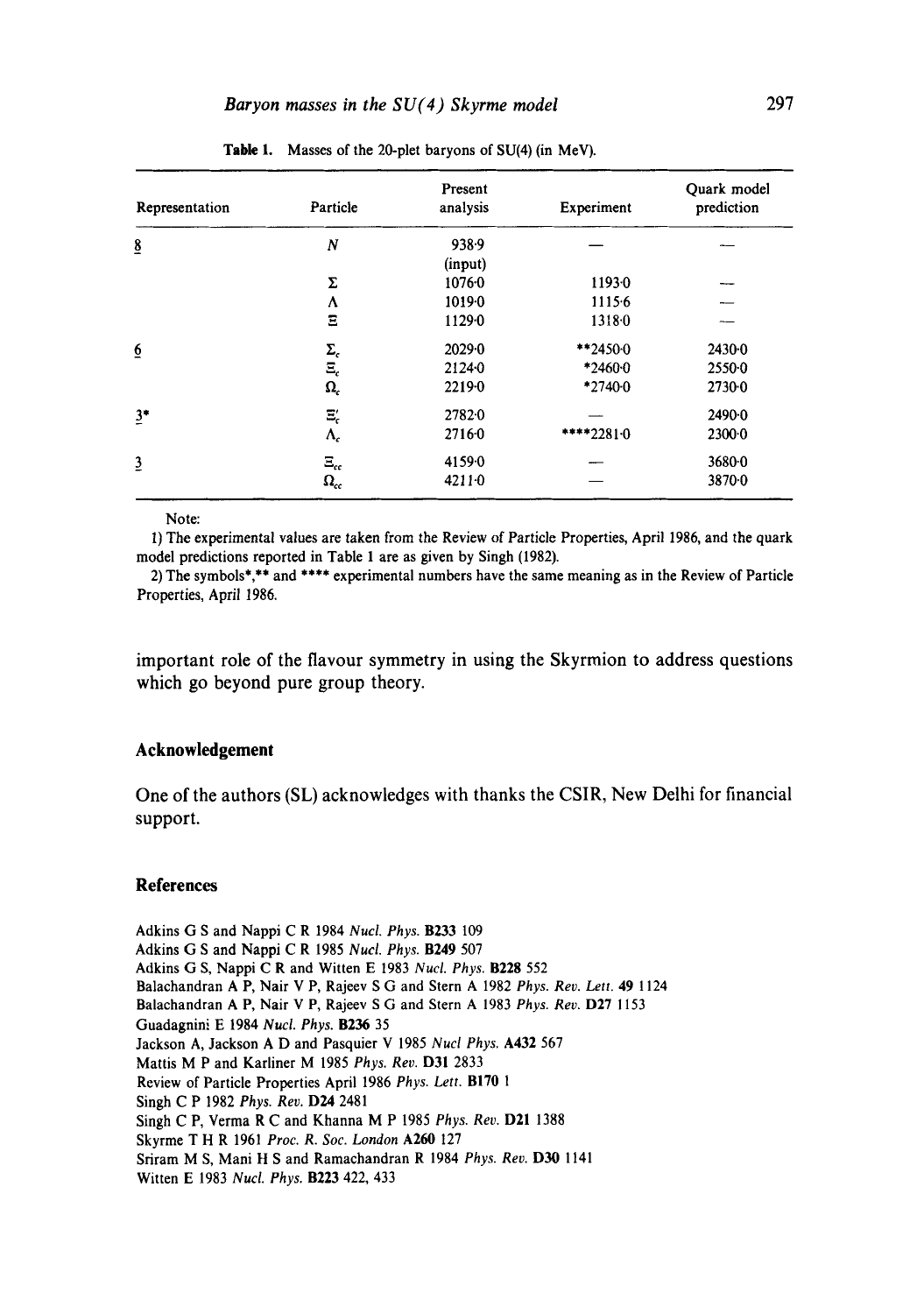Table 1. Masses of the 20-plet baryons of SU(4) (in MeV).

| Representation | Particle | Present analysis | Experiment | Quark model prediction |
|---|---|---|---|---|
| $\underline{8}$ | $N$ | 938·9 (input) | — | — |
| | $\Sigma$ | 1076·0 | 1193·0 | — |
| | $\Lambda$ | 1019·0 | 1115·6 | — |
| | $\Xi$ | 1129·0 | 1318·0 | — |
| $\underline{6}$ | $\Sigma_c$ | 2029·0 | **2450·0 | 2430·0 |
| | $\Xi_c$ | 2124·0 | *2460·0 | 2550·0 |
| | $\Omega_c$ | 2219·0 | *2740·0 | 2730·0 |
| $\underline{3}^*$ | $\Xi_c'$ | 2782·0 | — | 2490·0 |
| | $\Lambda_c$ | 2716·0 | ****2281·0 | 2300·0 |
| $\underline{3}$ | $\Xi_{cc}$ | 4159·0 | — | 3680·0 |
| | $\Omega_{cc}$ | 4211·0 | — | 3870·0 |

Note:

1) The experimental values are taken from the Review of Particle Properties, April 1986, and the quark model predictions reported in Table 1 are as given by Singh (1982).

2) The symbols*,** and **** experimental numbers have the same meaning as in the Review of Particle Properties, April 1986.

important role of the flavour symmetry in using the Skyrmion to address questions which go beyond pure group theory.

## Acknowledgement

One of the authors (SL) acknowledges with thanks the CSIR, New Delhi for financial support.

## References

Adkins G S and Nappi C R 1984 *Nucl. Phys.* **B233** 109

Adkins G S and Nappi C R 1985 *Nucl. Phys.* **B249** 507

Adkins G S, Nappi C R and Witten E 1983 *Nucl. Phys.* **B228** 552

Balachandran A P, Nair V P, Rajeev S G and Stern A 1982 *Phys. Rev. Lett.* **49** 1124

Balachandran A P, Nair V P, Rajeev S G and Stern A 1983 *Phys. Rev.* **D27** 1153

Guadagnini E 1984 *Nucl. Phys.* **B236** 35

Jackson A, Jackson A D and Pasquier V 1985 *Nucl Phys.* **A432** 567

Mattis M P and Karliner M 1985 *Phys. Rev.* **D31** 2833

Review of Particle Properties April 1986 *Phys. Lett.* **B170** 1

Singh C P 1982 *Phys. Rev.* **D24** 2481

Singh C P, Verma R C and Khanna M P 1985 *Phys. Rev.* **D21** 1388

Skyrme T H R 1961 *Proc. R. Soc. London* **A260** 127

Sriram M S, Mani H S and Ramachandran R 1984 *Phys. Rev.* **D30** 1141

Witten E 1983 *Nucl. Phys.* **B223** 422, 433